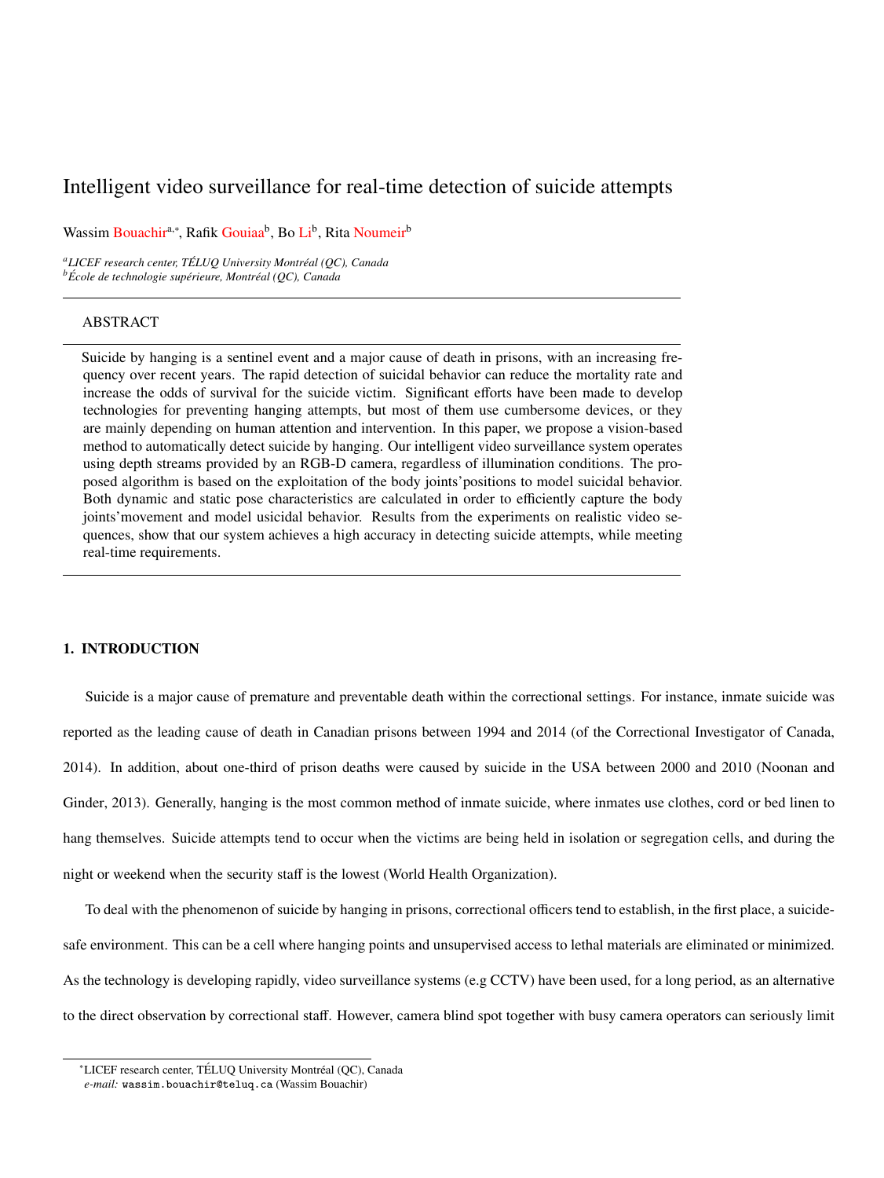# Intelligent video surveillance for real-time detection of suicide attempts

Wassim Bouachir[a,*], Rafik Gouiaa[b], Bo Li[b], Rita Noumeir[b]

[a]*LICEF research center, TÉLUQ University Montréal (QC), Canada*
[b]*École de technologie supérieure, Montréal (QC), Canada*

## ABSTRACT

Suicide by hanging is a sentinel event and a major cause of death in prisons, with an increasing frequency over recent years. The rapid detection of suicidal behavior can reduce the mortality rate and increase the odds of survival for the suicide victim. Significant efforts have been made to develop technologies for preventing hanging attempts, but most of them use cumbersome devices, or they are mainly depending on human attention and intervention. In this paper, we propose a vision-based method to automatically detect suicide by hanging. Our intelligent video surveillance system operates using depth streams provided by an RGB-D camera, regardless of illumination conditions. The proposed algorithm is based on the exploitation of the body joints'positions to model suicidal behavior. Both dynamic and static pose characteristics are calculated in order to efficiently capture the body joints'movement and model usicidal behavior. Results from the experiments on realistic video sequences, show that our system achieves a high accuracy in detecting suicide attempts, while meeting real-time requirements.

## 1. INTRODUCTION

Suicide is a major cause of premature and preventable death within the correctional settings. For instance, inmate suicide was reported as the leading cause of death in Canadian prisons between 1994 and 2014 (of the Correctional Investigator of Canada, 2014). In addition, about one-third of prison deaths were caused by suicide in the USA between 2000 and 2010 (Noonan and Ginder, 2013). Generally, hanging is the most common method of inmate suicide, where inmates use clothes, cord or bed linen to hang themselves. Suicide attempts tend to occur when the victims are being held in isolation or segregation cells, and during the night or weekend when the security staff is the lowest (World Health Organization).

To deal with the phenomenon of suicide by hanging in prisons, correctional officers tend to establish, in the first place, a suicide-safe environment. This can be a cell where hanging points and unsupervised access to lethal materials are eliminated or minimized. As the technology is developing rapidly, video surveillance systems (e.g CCTV) have been used, for a long period, as an alternative to the direct observation by correctional staff. However, camera blind spot together with busy camera operators can seriously limit

*LICEF research center, TÉLUQ University Montréal (QC), Canada
*e-mail:* wassim.bouachir@teluq.ca (Wassim Bouachir)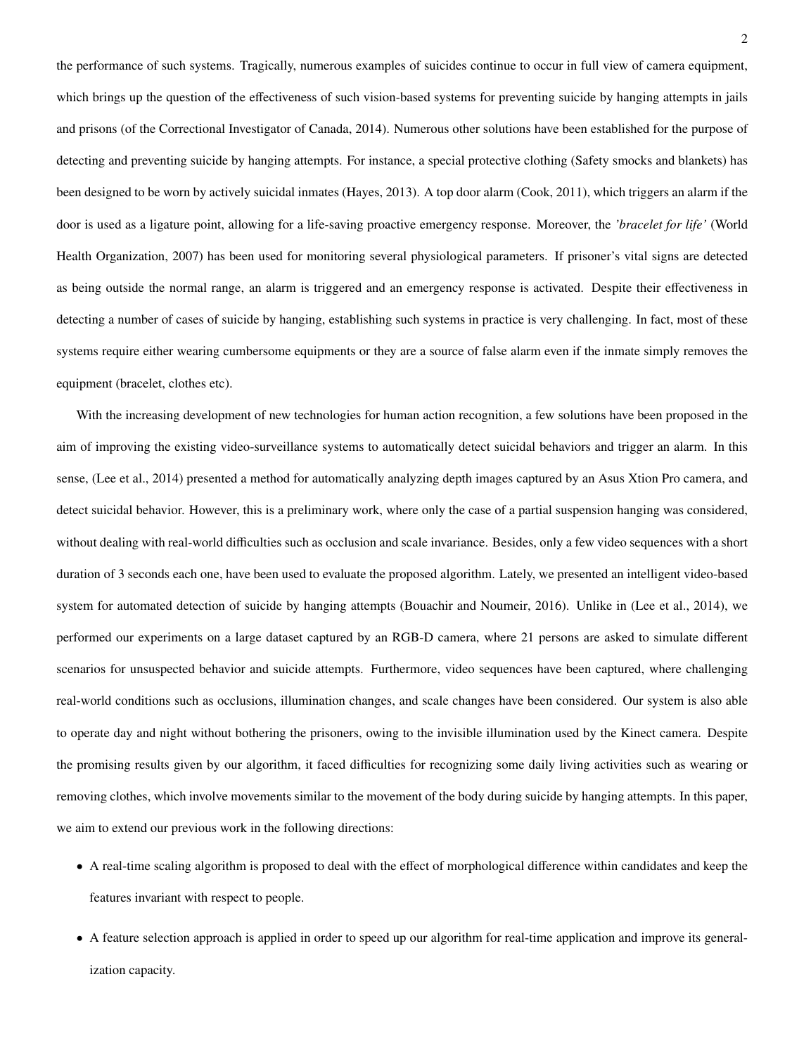the performance of such systems. Tragically, numerous examples of suicides continue to occur in full view of camera equipment, which brings up the question of the effectiveness of such vision-based systems for preventing suicide by hanging attempts in jails and prisons (of the Correctional Investigator of Canada, 2014). Numerous other solutions have been established for the purpose of detecting and preventing suicide by hanging attempts. For instance, a special protective clothing (Safety smocks and blankets) has been designed to be worn by actively suicidal inmates (Hayes, 2013). A top door alarm (Cook, 2011), which triggers an alarm if the door is used as a ligature point, allowing for a life-saving proactive emergency response. Moreover, the *'bracelet for life'* (World Health Organization, 2007) has been used for monitoring several physiological parameters. If prisoner's vital signs are detected as being outside the normal range, an alarm is triggered and an emergency response is activated. Despite their effectiveness in detecting a number of cases of suicide by hanging, establishing such systems in practice is very challenging. In fact, most of these systems require either wearing cumbersome equipments or they are a source of false alarm even if the inmate simply removes the equipment (bracelet, clothes etc).

With the increasing development of new technologies for human action recognition, a few solutions have been proposed in the aim of improving the existing video-surveillance systems to automatically detect suicidal behaviors and trigger an alarm. In this sense, (Lee et al., 2014) presented a method for automatically analyzing depth images captured by an Asus Xtion Pro camera, and detect suicidal behavior. However, this is a preliminary work, where only the case of a partial suspension hanging was considered, without dealing with real-world difficulties such as occlusion and scale invariance. Besides, only a few video sequences with a short duration of 3 seconds each one, have been used to evaluate the proposed algorithm. Lately, we presented an intelligent video-based system for automated detection of suicide by hanging attempts (Bouachir and Noumeir, 2016). Unlike in (Lee et al., 2014), we performed our experiments on a large dataset captured by an RGB-D camera, where 21 persons are asked to simulate different scenarios for unsuspected behavior and suicide attempts. Furthermore, video sequences have been captured, where challenging real-world conditions such as occlusions, illumination changes, and scale changes have been considered. Our system is also able to operate day and night without bothering the prisoners, owing to the invisible illumination used by the Kinect camera. Despite the promising results given by our algorithm, it faced difficulties for recognizing some daily living activities such as wearing or removing clothes, which involve movements similar to the movement of the body during suicide by hanging attempts. In this paper, we aim to extend our previous work in the following directions:

- A real-time scaling algorithm is proposed to deal with the effect of morphological difference within candidates and keep the features invariant with respect to people.
- A feature selection approach is applied in order to speed up our algorithm for real-time application and improve its generalization capacity.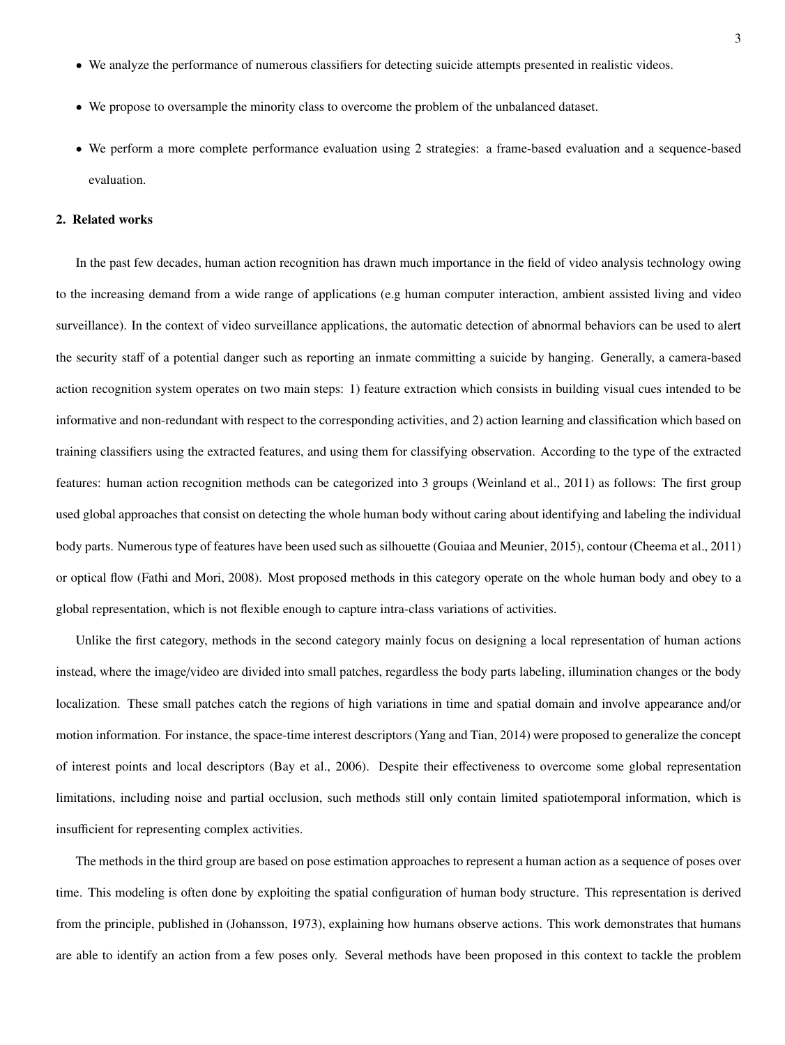- We analyze the performance of numerous classifiers for detecting suicide attempts presented in realistic videos.
- We propose to oversample the minority class to overcome the problem of the unbalanced dataset.
- We perform a more complete performance evaluation using 2 strategies: a frame-based evaluation and a sequence-based evaluation.

## 2. Related works

In the past few decades, human action recognition has drawn much importance in the field of video analysis technology owing to the increasing demand from a wide range of applications (e.g human computer interaction, ambient assisted living and video surveillance). In the context of video surveillance applications, the automatic detection of abnormal behaviors can be used to alert the security staff of a potential danger such as reporting an inmate committing a suicide by hanging. Generally, a camera-based action recognition system operates on two main steps: 1) feature extraction which consists in building visual cues intended to be informative and non-redundant with respect to the corresponding activities, and 2) action learning and classification which based on training classifiers using the extracted features, and using them for classifying observation. According to the type of the extracted features: human action recognition methods can be categorized into 3 groups (Weinland et al., 2011) as follows: The first group used global approaches that consist on detecting the whole human body without caring about identifying and labeling the individual body parts. Numerous type of features have been used such as silhouette (Gouiaa and Meunier, 2015), contour (Cheema et al., 2011) or optical flow (Fathi and Mori, 2008). Most proposed methods in this category operate on the whole human body and obey to a global representation, which is not flexible enough to capture intra-class variations of activities.

Unlike the first category, methods in the second category mainly focus on designing a local representation of human actions instead, where the image/video are divided into small patches, regardless the body parts labeling, illumination changes or the body localization. These small patches catch the regions of high variations in time and spatial domain and involve appearance and/or motion information. For instance, the space-time interest descriptors (Yang and Tian, 2014) were proposed to generalize the concept of interest points and local descriptors (Bay et al., 2006). Despite their effectiveness to overcome some global representation limitations, including noise and partial occlusion, such methods still only contain limited spatiotemporal information, which is insufficient for representing complex activities.

The methods in the third group are based on pose estimation approaches to represent a human action as a sequence of poses over time. This modeling is often done by exploiting the spatial configuration of human body structure. This representation is derived from the principle, published in (Johansson, 1973), explaining how humans observe actions. This work demonstrates that humans are able to identify an action from a few poses only. Several methods have been proposed in this context to tackle the problem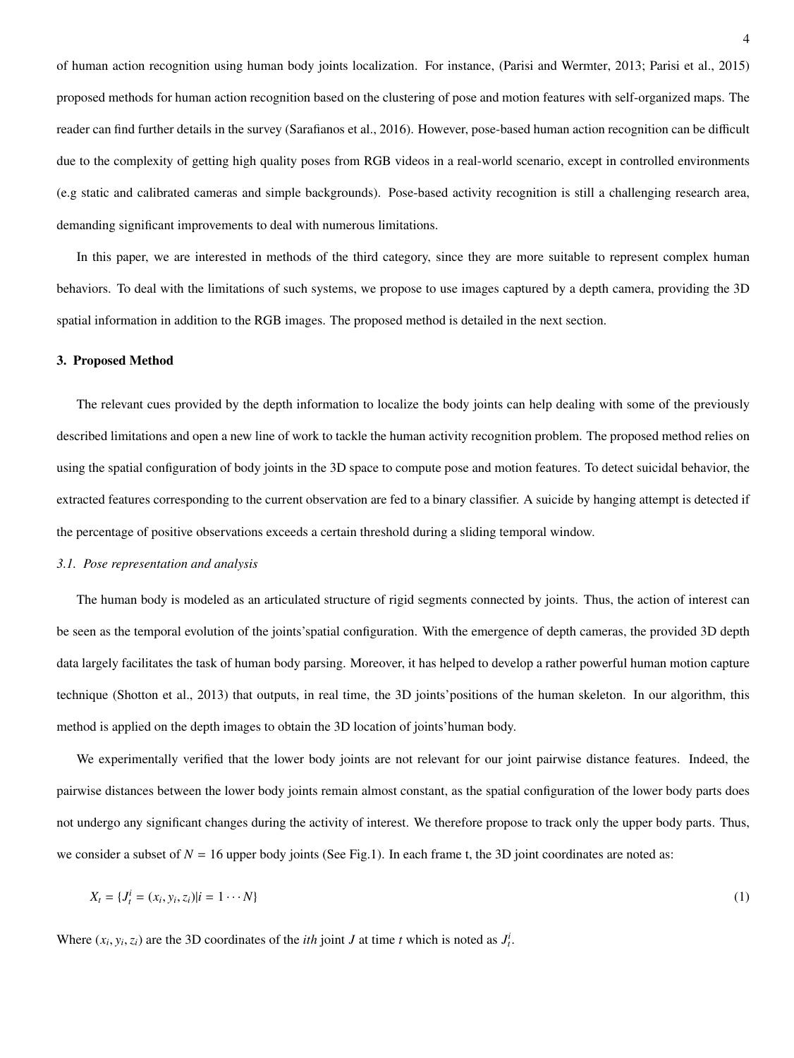of human action recognition using human body joints localization. For instance, (Parisi and Wermter, 2013; Parisi et al., 2015) proposed methods for human action recognition based on the clustering of pose and motion features with self-organized maps. The reader can find further details in the survey (Sarafianos et al., 2016). However, pose-based human action recognition can be difficult due to the complexity of getting high quality poses from RGB videos in a real-world scenario, except in controlled environments (e.g static and calibrated cameras and simple backgrounds). Pose-based activity recognition is still a challenging research area, demanding significant improvements to deal with numerous limitations.

In this paper, we are interested in methods of the third category, since they are more suitable to represent complex human behaviors. To deal with the limitations of such systems, we propose to use images captured by a depth camera, providing the 3D spatial information in addition to the RGB images. The proposed method is detailed in the next section.

## 3. Proposed Method

The relevant cues provided by the depth information to localize the body joints can help dealing with some of the previously described limitations and open a new line of work to tackle the human activity recognition problem. The proposed method relies on using the spatial configuration of body joints in the 3D space to compute pose and motion features. To detect suicidal behavior, the extracted features corresponding to the current observation are fed to a binary classifier. A suicide by hanging attempt is detected if the percentage of positive observations exceeds a certain threshold during a sliding temporal window.

### *3.1. Pose representation and analysis*

The human body is modeled as an articulated structure of rigid segments connected by joints. Thus, the action of interest can be seen as the temporal evolution of the joints'spatial configuration. With the emergence of depth cameras, the provided 3D depth data largely facilitates the task of human body parsing. Moreover, it has helped to develop a rather powerful human motion capture technique (Shotton et al., 2013) that outputs, in real time, the 3D joints'positions of the human skeleton. In our algorithm, this method is applied on the depth images to obtain the 3D location of joints'human body.

We experimentally verified that the lower body joints are not relevant for our joint pairwise distance features. Indeed, the pairwise distances between the lower body joints remain almost constant, as the spatial configuration of the lower body parts does not undergo any significant changes during the activity of interest. We therefore propose to track only the upper body parts. Thus, we consider a subset of $N = 16$ upper body joints (See Fig.1). In each frame t, the 3D joint coordinates are noted as:

$$X_t = \{J_t^i = (x_i, y_i, z_i) | i = 1 \cdots N\} \tag{1}$$

Where $(x_i, y_i, z_i)$ are the 3D coordinates of the *ith* joint $J$ at time $t$ which is noted as $J_t^i$.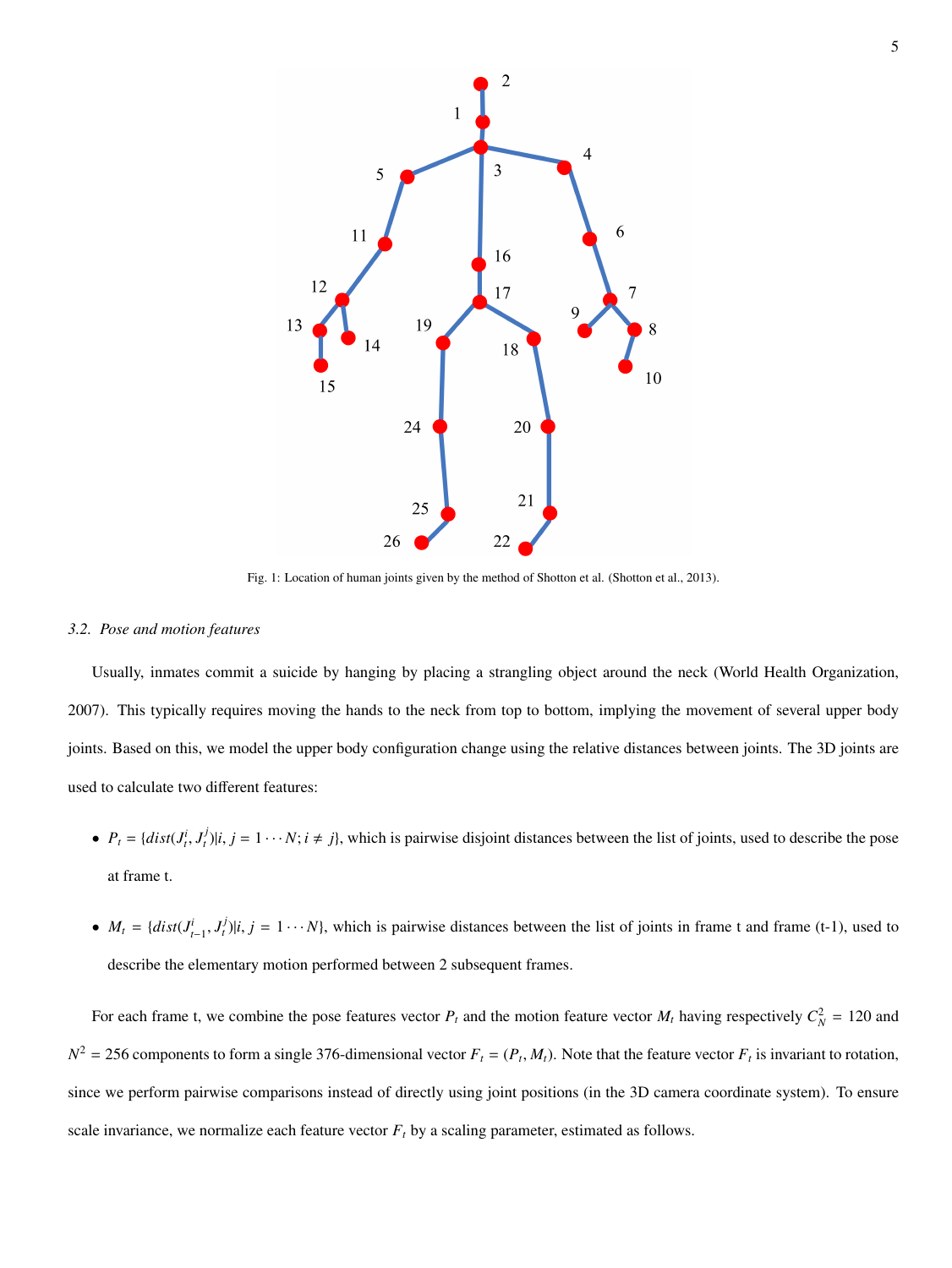Fig. 1: Location of human joints given by the method of Shotton et al. (Shotton et al., 2013).

### 3.2. *Pose and motion features*

Usually, inmates commit a suicide by hanging by placing a strangling object around the neck (World Health Organization, 2007). This typically requires moving the hands to the neck from top to bottom, implying the movement of several upper body joints. Based on this, we model the upper body configuration change using the relative distances between joints. The 3D joints are used to calculate two different features:

- $P_t = \{dist(J_t^i, J_t^j)|i, j = 1 \cdots N; i \neq j\}$, which is pairwise disjoint distances between the list of joints, used to describe the pose at frame t.
- $M_t = \{dist(J_{t-1}^i, J_t^j)|i, j = 1 \cdots N\}$, which is pairwise distances between the list of joints in frame t and frame (t-1), used to describe the elementary motion performed between 2 subsequent frames.

For each frame t, we combine the pose features vector $P_t$ and the motion feature vector $M_t$ having respectively $C_N^2 = 120$ and $N^2 = 256$ components to form a single 376-dimensional vector $F_t = (P_t, M_t)$. Note that the feature vector $F_t$ is invariant to rotation, since we perform pairwise comparisons instead of directly using joint positions (in the 3D camera coordinate system). To ensure scale invariance, we normalize each feature vector $F_t$ by a scaling parameter, estimated as follows.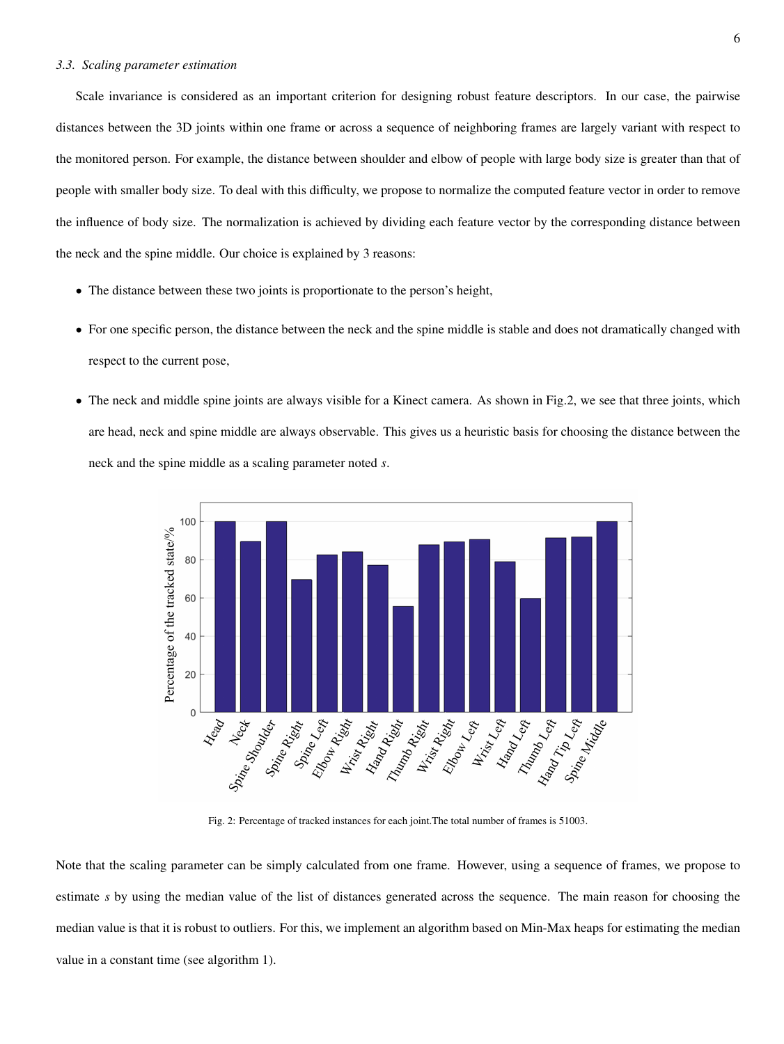### 3.3. Scaling parameter estimation

Scale invariance is considered as an important criterion for designing robust feature descriptors. In our case, the pairwise distances between the 3D joints within one frame or across a sequence of neighboring frames are largely variant with respect to the monitored person. For example, the distance between shoulder and elbow of people with large body size is greater than that of people with smaller body size. To deal with this difficulty, we propose to normalize the computed feature vector in order to remove the influence of body size. The normalization is achieved by dividing each feature vector by the corresponding distance between the neck and the spine middle. Our choice is explained by 3 reasons:

- The distance between these two joints is proportionate to the person's height,
- For one specific person, the distance between the neck and the spine middle is stable and does not dramatically changed with respect to the current pose,
- The neck and middle spine joints are always visible for a Kinect camera. As shown in Fig.2, we see that three joints, which are head, neck and spine middle are always observable. This gives us a heuristic basis for choosing the distance between the neck and the spine middle as a scaling parameter noted $s$.

Fig. 2: Percentage of tracked instances for each joint.The total number of frames is 51003.

Note that the scaling parameter can be simply calculated from one frame. However, using a sequence of frames, we propose to estimate $s$ by using the median value of the list of distances generated across the sequence. The main reason for choosing the median value is that it is robust to outliers. For this, we implement an algorithm based on Min-Max heaps for estimating the median value in a constant time (see algorithm 1).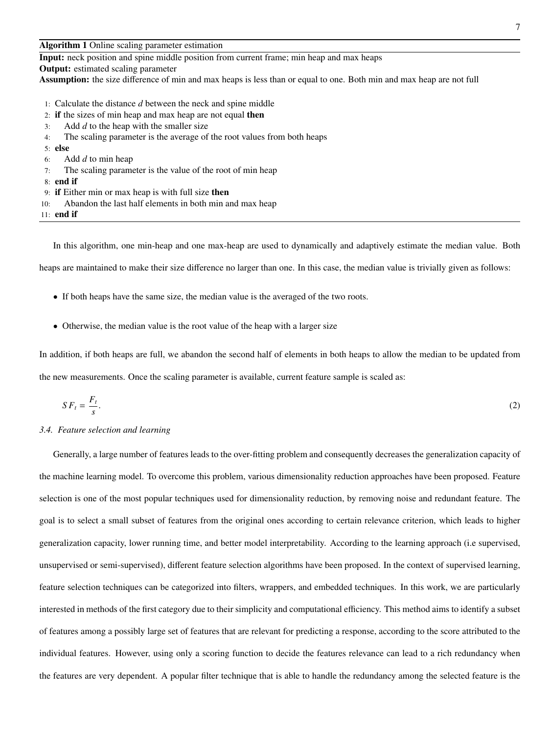**Algorithm 1** Online scaling parameter estimation

**Input:** neck position and spine middle position from current frame; min heap and max heaps
**Output:** estimated scaling parameter
**Assumption:** the size difference of min and max heaps is less than or equal to one. Both min and max heap are not full

```
1:  Calculate the distance d between the neck and spine middle
2:  if the sizes of min heap and max heap are not equal then
3:      Add d to the heap with the smaller size
4:      The scaling parameter is the average of the root values from both heaps
5:  else
6:      Add d to min heap
7:      The scaling parameter is the value of the root of min heap
8:  end if
9:  if Either min or max heap is with full size then
10:     Abandon the last half elements in both min and max heap
11: end if
```

In this algorithm, one min-heap and one max-heap are used to dynamically and adaptively estimate the median value. Both heaps are maintained to make their size difference no larger than one. In this case, the median value is trivially given as follows:

- If both heaps have the same size, the median value is the averaged of the two roots.
- Otherwise, the median value is the root value of the heap with a larger size

In addition, if both heaps are full, we abandon the second half of elements in both heaps to allow the median to be updated from the new measurements. Once the scaling parameter is available, current feature sample is scaled as:

$$SF_t = \frac{F_t}{s}. \tag{2}$$

### 3.4. Feature selection and learning

Generally, a large number of features leads to the over-fitting problem and consequently decreases the generalization capacity of the machine learning model. To overcome this problem, various dimensionality reduction approaches have been proposed. Feature selection is one of the most popular techniques used for dimensionality reduction, by removing noise and redundant feature. The goal is to select a small subset of features from the original ones according to certain relevance criterion, which leads to higher generalization capacity, lower running time, and better model interpretability. According to the learning approach (i.e supervised, unsupervised or semi-supervised), different feature selection algorithms have been proposed. In the context of supervised learning, feature selection techniques can be categorized into filters, wrappers, and embedded techniques. In this work, we are particularly interested in methods of the first category due to their simplicity and computational efficiency. This method aims to identify a subset of features among a possibly large set of features that are relevant for predicting a response, according to the score attributed to the individual features. However, using only a scoring function to decide the features relevance can lead to a rich redundancy when the features are very dependent. A popular filter technique that is able to handle the redundancy among the selected feature is the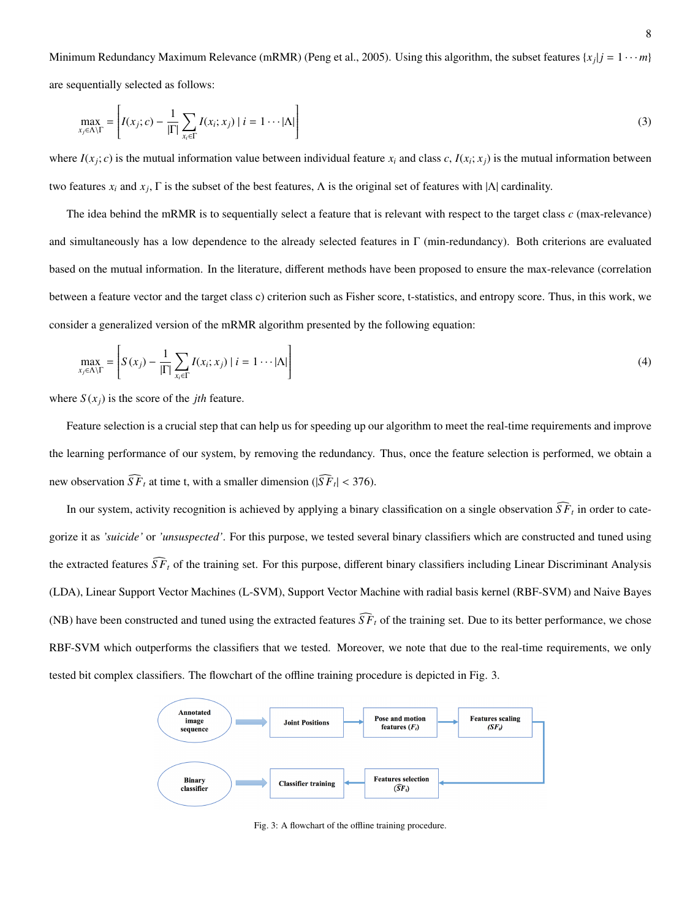Minimum Redundancy Maximum Relevance (mRMR) (Peng et al., 2005). Using this algorithm, the subset features $\{x_j | j = 1 \cdots m\}$ are sequentially selected as follows:

$$\max_{x_j \in \Lambda \setminus \Gamma} = \left[ I(x_j; c) - \frac{1}{|\Gamma|} \sum_{x_i \in \Gamma} I(x_i; x_j) \mid i = 1 \cdots |\Lambda| \right] \tag{3}$$

where $I(x_j; c)$ is the mutual information value between individual feature $x_i$ and class $c$, $I(x_i; x_j)$ is the mutual information between two features $x_i$ and $x_j$, $\Gamma$ is the subset of the best features, $\Lambda$ is the original set of features with $|\Lambda|$ cardinality.

The idea behind the mRMR is to sequentially select a feature that is relevant with respect to the target class $c$ (max-relevance) and simultaneously has a low dependence to the already selected features in $\Gamma$ (min-redundancy). Both criterions are evaluated based on the mutual information. In the literature, different methods have been proposed to ensure the max-relevance (correlation between a feature vector and the target class c) criterion such as Fisher score, t-statistics, and entropy score. Thus, in this work, we consider a generalized version of the mRMR algorithm presented by the following equation:

$$\max_{x_j \in \Lambda \setminus \Gamma} = \left[ S(x_j) - \frac{1}{|\Gamma|} \sum_{x_i \in \Gamma} I(x_i; x_j) \mid i = 1 \cdots |\Lambda| \right] \tag{4}$$

where $S(x_j)$ is the score of the $jth$ feature.

Feature selection is a crucial step that can help us for speeding up our algorithm to meet the real-time requirements and improve the learning performance of our system, by removing the redundancy. Thus, once the feature selection is performed, we obtain a new observation $\widehat{SF}_t$ at time t, with a smaller dimension ($|\widehat{SF}_t| < 376$).

In our system, activity recognition is achieved by applying a binary classification on a single observation $\widehat{SF}_t$ in order to categorize it as *'suicide'* or *'unsuspected'*. For this purpose, we tested several binary classifiers which are constructed and tuned using the extracted features $\widehat{SF}_t$ of the training set. For this purpose, different binary classifiers including Linear Discriminant Analysis (LDA), Linear Support Vector Machines (L-SVM), Support Vector Machine with radial basis kernel (RBF-SVM) and Naive Bayes (NB) have been constructed and tuned using the extracted features $\widehat{SF}_t$ of the training set. Due to its better performance, we chose RBF-SVM which outperforms the classifiers that we tested. Moreover, we note that due to the real-time requirements, we only tested bit complex classifiers. The flowchart of the offline training procedure is depicted in Fig. 3.

Annotated image sequence → Joint Positions → Pose and motion features ($F_t$) → Features scaling ($SF_t$) → Features selection ($\widehat{SF}_t$) → Classifier training → Binary classifier

Fig. 3: A flowchart of the offline training procedure.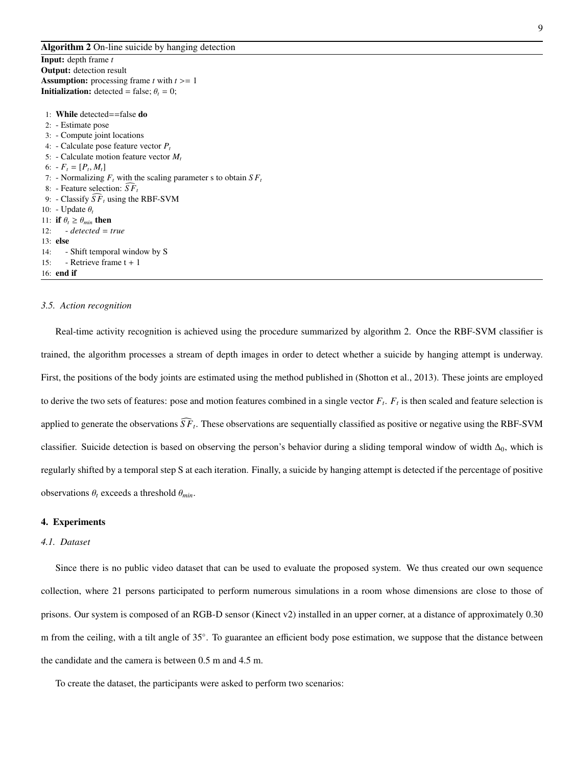**Algorithm 2** On-line suicide by hanging detection

**Input:** depth frame $t$
**Output:** detection result
**Assumption:** processing frame $t$ with $t >= 1$
**Initialization:** detected = false; $\theta_t = 0$;

```
1:  While detected==false do
2:  - Estimate pose
3:  - Compute joint locations
4:  - Calculate pose feature vector P_t
5:  - Calculate motion feature vector M_t
6:  - F_t = [P_t, M_t]
7:  - Normalizing F_t with the scaling parameter s to obtain SF_t
8:  - Feature selection: \widehat{SF}_t
9:  - Classify \widehat{SF}_t using the RBF-SVM
10: - Update θ_t
11: if θ_t ≥ θ_min then
12:     - detected = true
13: else
14:     - Shift temporal window by S
15:     - Retrieve frame t + 1
16: end if
```

### 3.5. Action recognition

Real-time activity recognition is achieved using the procedure summarized by algorithm 2. Once the RBF-SVM classifier is trained, the algorithm processes a stream of depth images in order to detect whether a suicide by hanging attempt is underway. First, the positions of the body joints are estimated using the method published in (Shotton et al., 2013). These joints are employed to derive the two sets of features: pose and motion features combined in a single vector $F_t$. $F_t$ is then scaled and feature selection is applied to generate the observations $\widehat{SF}_t$. These observations are sequentially classified as positive or negative using the RBF-SVM classifier. Suicide detection is based on observing the person's behavior during a sliding temporal window of width $\Delta_0$, which is regularly shifted by a temporal step S at each iteration. Finally, a suicide by hanging attempt is detected if the percentage of positive observations $\theta_t$ exceeds a threshold $\theta_{min}$.

## 4. Experiments

### 4.1. Dataset

Since there is no public video dataset that can be used to evaluate the proposed system. We thus created our own sequence collection, where 21 persons participated to perform numerous simulations in a room whose dimensions are close to those of prisons. Our system is composed of an RGB-D sensor (Kinect v2) installed in an upper corner, at a distance of approximately 0.30 m from the ceiling, with a tilt angle of 35°. To guarantee an efficient body pose estimation, we suppose that the distance between the candidate and the camera is between 0.5 m and 4.5 m.

To create the dataset, the participants were asked to perform two scenarios: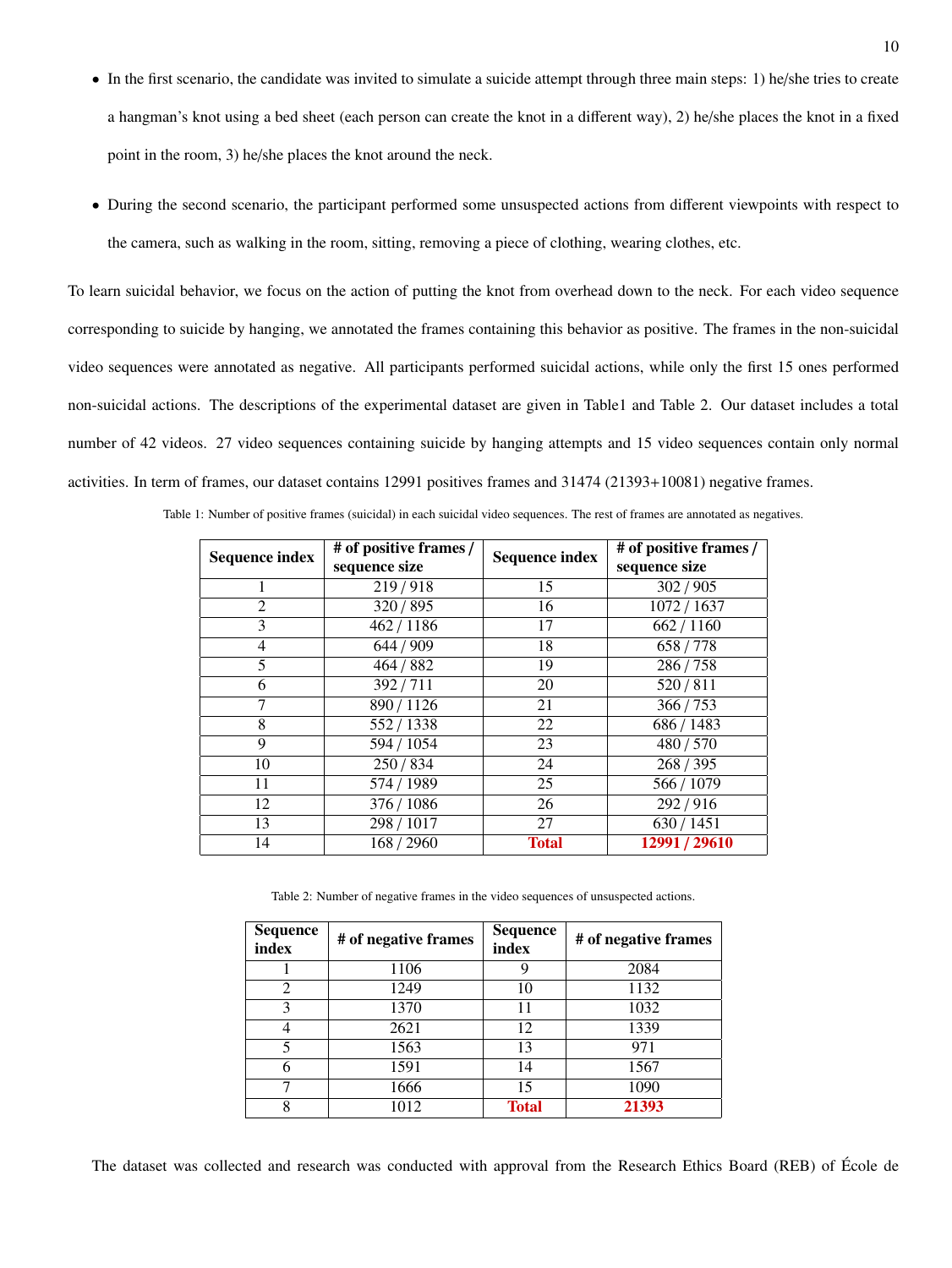- In the first scenario, the candidate was invited to simulate a suicide attempt through three main steps: 1) he/she tries to create a hangman's knot using a bed sheet (each person can create the knot in a different way), 2) he/she places the knot in a fixed point in the room, 3) he/she places the knot around the neck.
- During the second scenario, the participant performed some unsuspected actions from different viewpoints with respect to the camera, such as walking in the room, sitting, removing a piece of clothing, wearing clothes, etc.

To learn suicidal behavior, we focus on the action of putting the knot from overhead down to the neck. For each video sequence corresponding to suicide by hanging, we annotated the frames containing this behavior as positive. The frames in the non-suicidal video sequences were annotated as negative. All participants performed suicidal actions, while only the first 15 ones performed non-suicidal actions. The descriptions of the experimental dataset are given in Table1 and Table 2. Our dataset includes a total number of 42 videos. 27 video sequences containing suicide by hanging attempts and 15 video sequences contain only normal activities. In term of frames, our dataset contains 12991 positives frames and 31474 (21393+10081) negative frames.

Table 1: Number of positive frames (suicidal) in each suicidal video sequences. The rest of frames are annotated as negatives.

| Sequence index | # of positive frames / sequence size | Sequence index | # of positive frames / sequence size |
|---|---|---|---|
| 1 | 219 / 918 | 15 | 302 / 905 |
| 2 | 320 / 895 | 16 | 1072 / 1637 |
| 3 | 462 / 1186 | 17 | 662 / 1160 |
| 4 | 644 / 909 | 18 | 658 / 778 |
| 5 | 464 / 882 | 19 | 286 / 758 |
| 6 | 392 / 711 | 20 | 520 / 811 |
| 7 | 890 / 1126 | 21 | 366 / 753 |
| 8 | 552 / 1338 | 22 | 686 / 1483 |
| 9 | 594 / 1054 | 23 | 480 / 570 |
| 10 | 250 / 834 | 24 | 268 / 395 |
| 11 | 574 / 1989 | 25 | 566 / 1079 |
| 12 | 376 / 1086 | 26 | 292 / 916 |
| 13 | 298 / 1017 | 27 | 630 / 1451 |
| 14 | 168 / 2960 | **Total** | **12991 / 29610** |

Table 2: Number of negative frames in the video sequences of unsuspected actions.

| Sequence index | # of negative frames | Sequence index | # of negative frames |
|---|---|---|---|
| 1 | 1106 | 9 | 2084 |
| 2 | 1249 | 10 | 1132 |
| 3 | 1370 | 11 | 1032 |
| 4 | 2621 | 12 | 1339 |
| 5 | 1563 | 13 | 971 |
| 6 | 1591 | 14 | 1567 |
| 7 | 1666 | 15 | 1090 |
| 8 | 1012 | **Total** | **21393** |

The dataset was collected and research was conducted with approval from the Research Ethics Board (REB) of École de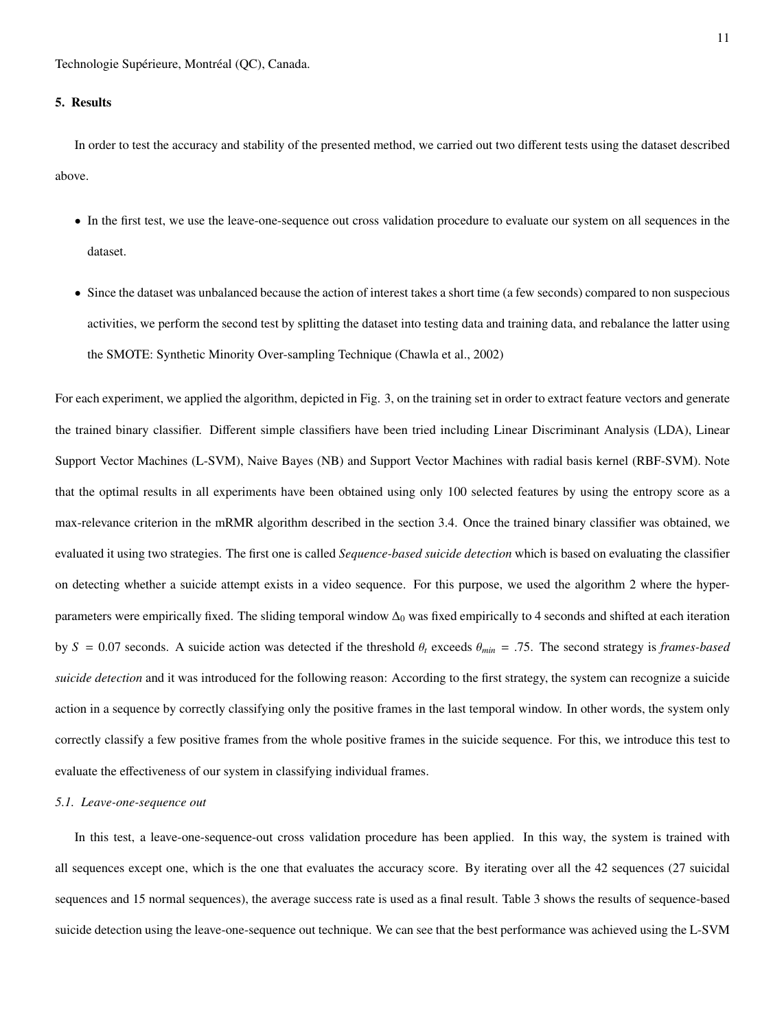Technologie Supérieure, Montréal (QC), Canada.

## 5. Results

In order to test the accuracy and stability of the presented method, we carried out two different tests using the dataset described above.

- In the first test, we use the leave-one-sequence out cross validation procedure to evaluate our system on all sequences in the dataset.
- Since the dataset was unbalanced because the action of interest takes a short time (a few seconds) compared to non suspecious activities, we perform the second test by splitting the dataset into testing data and training data, and rebalance the latter using the SMOTE: Synthetic Minority Over-sampling Technique (Chawla et al., 2002)

For each experiment, we applied the algorithm, depicted in Fig. 3, on the training set in order to extract feature vectors and generate the trained binary classifier. Different simple classifiers have been tried including Linear Discriminant Analysis (LDA), Linear Support Vector Machines (L-SVM), Naive Bayes (NB) and Support Vector Machines with radial basis kernel (RBF-SVM). Note that the optimal results in all experiments have been obtained using only 100 selected features by using the entropy score as a max-relevance criterion in the mRMR algorithm described in the section 3.4. Once the trained binary classifier was obtained, we evaluated it using two strategies. The first one is called *Sequence-based suicide detection* which is based on evaluating the classifier on detecting whether a suicide attempt exists in a video sequence. For this purpose, we used the algorithm 2 where the hyper-parameters were empirically fixed. The sliding temporal window $\Delta_0$ was fixed empirically to 4 seconds and shifted at each iteration by $S = 0.07$ seconds. A suicide action was detected if the threshold $\theta_t$ exceeds $\theta_{min} = .75$. The second strategy is *frames-based suicide detection* and it was introduced for the following reason: According to the first strategy, the system can recognize a suicide action in a sequence by correctly classifying only the positive frames in the last temporal window. In other words, the system only correctly classify a few positive frames from the whole positive frames in the suicide sequence. For this, we introduce this test to evaluate the effectiveness of our system in classifying individual frames.

### 5.1. Leave-one-sequence out

In this test, a leave-one-sequence-out cross validation procedure has been applied. In this way, the system is trained with all sequences except one, which is the one that evaluates the accuracy score. By iterating over all the 42 sequences (27 suicidal sequences and 15 normal sequences), the average success rate is used as a final result. Table 3 shows the results of sequence-based suicide detection using the leave-one-sequence out technique. We can see that the best performance was achieved using the L-SVM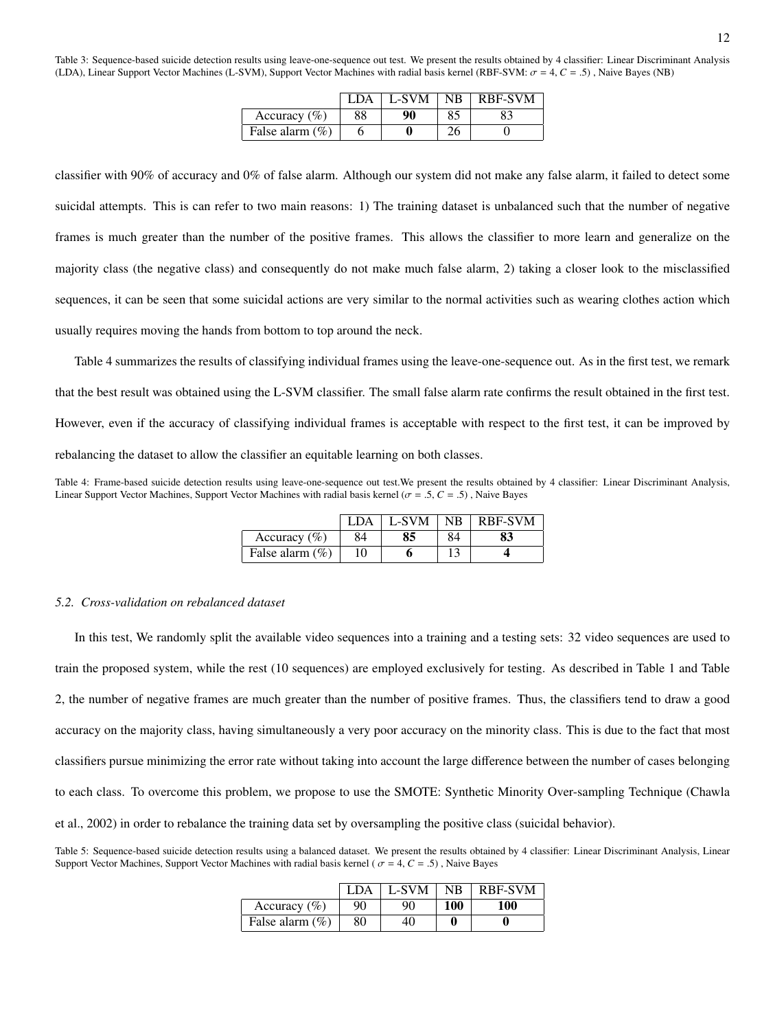Table 3: Sequence-based suicide detection results using leave-one-sequence out test. We present the results obtained by 4 classifier: Linear Discriminant Analysis (LDA), Linear Support Vector Machines (L-SVM), Support Vector Machines with radial basis kernel (RBF-SVM: $\sigma$ = 4, $C$ = .5) , Naive Bayes (NB)

| | LDA | L-SVM | NB | RBF-SVM |
|---|---|---|---|---|
| Accuracy (%) | 88 | **90** | 85 | 83 |
| False alarm (%) | 6 | **0** | 26 | 0 |

classifier with 90% of accuracy and 0% of false alarm. Although our system did not make any false alarm, it failed to detect some suicidal attempts. This is can refer to two main reasons: 1) The training dataset is unbalanced such that the number of negative frames is much greater than the number of the positive frames. This allows the classifier to more learn and generalize on the majority class (the negative class) and consequently do not make much false alarm, 2) taking a closer look to the misclassified sequences, it can be seen that some suicidal actions are very similar to the normal activities such as wearing clothes action which usually requires moving the hands from bottom to top around the neck.

Table 4 summarizes the results of classifying individual frames using the leave-one-sequence out. As in the first test, we remark that the best result was obtained using the L-SVM classifier. The small false alarm rate confirms the result obtained in the first test. However, even if the accuracy of classifying individual frames is acceptable with respect to the first test, it can be improved by rebalancing the dataset to allow the classifier an equitable learning on both classes.

Table 4: Frame-based suicide detection results using leave-one-sequence out test.We present the results obtained by 4 classifier: Linear Discriminant Analysis, Linear Support Vector Machines, Support Vector Machines with radial basis kernel ($\sigma$ = .5, $C$ = .5) , Naive Bayes

| | LDA | L-SVM | NB | RBF-SVM |
|---|---|---|---|---|
| Accuracy (%) | 84 | **85** | 84 | **83** |
| False alarm (%) | 10 | **6** | 13 | **4** |

### *5.2. Cross-validation on rebalanced dataset*

In this test, We randomly split the available video sequences into a training and a testing sets: 32 video sequences are used to train the proposed system, while the rest (10 sequences) are employed exclusively for testing. As described in Table 1 and Table 2, the number of negative frames are much greater than the number of positive frames. Thus, the classifiers tend to draw a good accuracy on the majority class, having simultaneously a very poor accuracy on the minority class. This is due to the fact that most classifiers pursue minimizing the error rate without taking into account the large difference between the number of cases belonging to each class. To overcome this problem, we propose to use the SMOTE: Synthetic Minority Over-sampling Technique (Chawla et al., 2002) in order to rebalance the training data set by oversampling the positive class (suicidal behavior).

Table 5: Sequence-based suicide detection results using a balanced dataset. We present the results obtained by 4 classifier: Linear Discriminant Analysis, Linear Support Vector Machines, Support Vector Machines with radial basis kernel ( $\sigma$ = 4, $C$ = .5) , Naive Bayes

| | LDA | L-SVM | NB | RBF-SVM |
|---|---|---|---|---|
| Accuracy (%) | 90 | 90 | **100** | **100** |
| False alarm (%) | 80 | 40 | **0** | **0** |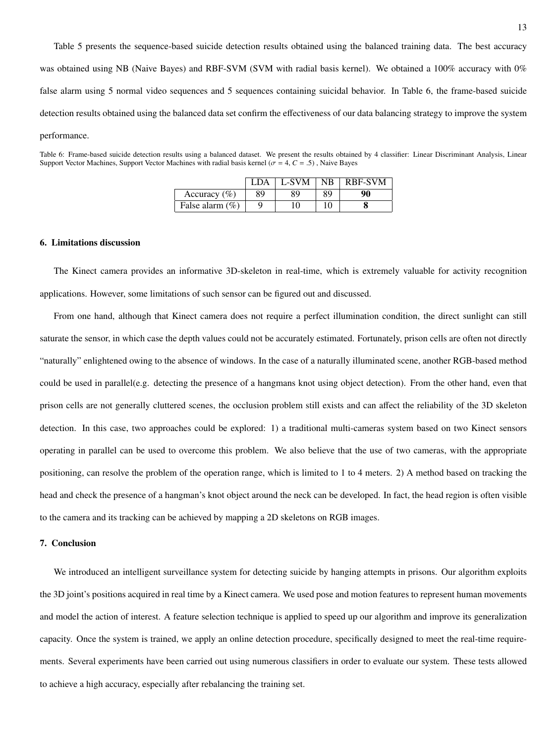Table 5 presents the sequence-based suicide detection results obtained using the balanced training data. The best accuracy was obtained using NB (Naive Bayes) and RBF-SVM (SVM with radial basis kernel). We obtained a 100% accuracy with 0% false alarm using 5 normal video sequences and 5 sequences containing suicidal behavior. In Table 6, the frame-based suicide detection results obtained using the balanced data set confirm the effectiveness of our data balancing strategy to improve the system performance.

Table 6: Frame-based suicide detection results using a balanced dataset. We present the results obtained by 4 classifier: Linear Discriminant Analysis, Linear Support Vector Machines, Support Vector Machines with radial basis kernel ($\sigma$ = 4, $C$ = .5) , Naive Bayes

| | LDA | L-SVM | NB | RBF-SVM |
|---|---|---|---|---|
| Accuracy (%) | 89 | 89 | 89 | **90** |
| False alarm (%) | 9 | 10 | 10 | **8** |

### 6. Limitations discussion

The Kinect camera provides an informative 3D-skeleton in real-time, which is extremely valuable for activity recognition applications. However, some limitations of such sensor can be figured out and discussed.

From one hand, although that Kinect camera does not require a perfect illumination condition, the direct sunlight can still saturate the sensor, in which case the depth values could not be accurately estimated. Fortunately, prison cells are often not directly "naturally" enlightened owing to the absence of windows. In the case of a naturally illuminated scene, another RGB-based method could be used in parallel(e.g. detecting the presence of a hangmans knot using object detection). From the other hand, even that prison cells are not generally cluttered scenes, the occlusion problem still exists and can affect the reliability of the 3D skeleton detection. In this case, two approaches could be explored: 1) a traditional multi-cameras system based on two Kinect sensors operating in parallel can be used to overcome this problem. We also believe that the use of two cameras, with the appropriate positioning, can resolve the problem of the operation range, which is limited to 1 to 4 meters. 2) A method based on tracking the head and check the presence of a hangman's knot object around the neck can be developed. In fact, the head region is often visible to the camera and its tracking can be achieved by mapping a 2D skeletons on RGB images.

### 7. Conclusion

We introduced an intelligent surveillance system for detecting suicide by hanging attempts in prisons. Our algorithm exploits the 3D joint's positions acquired in real time by a Kinect camera. We used pose and motion features to represent human movements and model the action of interest. A feature selection technique is applied to speed up our algorithm and improve its generalization capacity. Once the system is trained, we apply an online detection procedure, specifically designed to meet the real-time requirements. Several experiments have been carried out using numerous classifiers in order to evaluate our system. These tests allowed to achieve a high accuracy, especially after rebalancing the training set.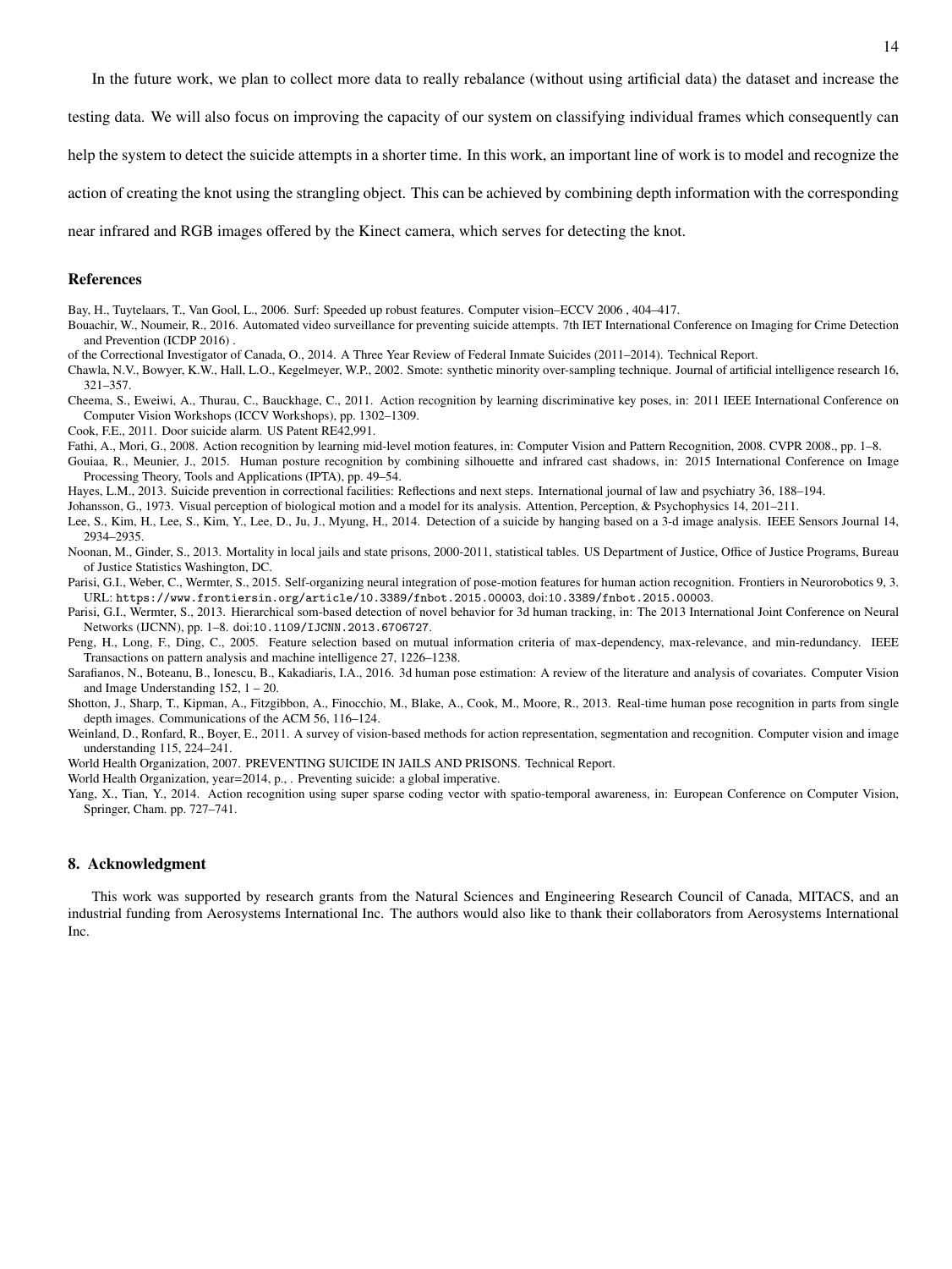In the future work, we plan to collect more data to really rebalance (without using artificial data) the dataset and increase the testing data. We will also focus on improving the capacity of our system on classifying individual frames which consequently can help the system to detect the suicide attempts in a shorter time. In this work, an important line of work is to model and recognize the action of creating the knot using the strangling object. This can be achieved by combining depth information with the corresponding near infrared and RGB images offered by the Kinect camera, which serves for detecting the knot.

### References

Bay, H., Tuytelaars, T., Van Gool, L., 2006. Surf: Speeded up robust features. Computer vision–ECCV 2006 , 404–417.

Bouachir, W., Noumeir, R., 2016. Automated video surveillance for preventing suicide attempts. 7th IET International Conference on Imaging for Crime Detection and Prevention (ICDP 2016) .

of the Correctional Investigator of Canada, O., 2014. A Three Year Review of Federal Inmate Suicides (2011–2014). Technical Report.

Chawla, N.V., Bowyer, K.W., Hall, L.O., Kegelmeyer, W.P., 2002. Smote: synthetic minority over-sampling technique. Journal of artificial intelligence research 16, 321–357.

Cheema, S., Eweiwi, A., Thurau, C., Bauckhage, C., 2011. Action recognition by learning discriminative key poses, in: 2011 IEEE International Conference on Computer Vision Workshops (ICCV Workshops), pp. 1302–1309.

Cook, F.E., 2011. Door suicide alarm. US Patent RE42,991.

Fathi, A., Mori, G., 2008. Action recognition by learning mid-level motion features, in: Computer Vision and Pattern Recognition, 2008. CVPR 2008., pp. 1–8.

Gouiaa, R., Meunier, J., 2015. Human posture recognition by combining silhouette and infrared cast shadows, in: 2015 International Conference on Image Processing Theory, Tools and Applications (IPTA), pp. 49–54.

Hayes, L.M., 2013. Suicide prevention in correctional facilities: Reflections and next steps. International journal of law and psychiatry 36, 188–194.

Johansson, G., 1973. Visual perception of biological motion and a model for its analysis. Attention, Perception, & Psychophysics 14, 201–211.

Lee, S., Kim, H., Lee, S., Kim, Y., Lee, D., Ju, J., Myung, H., 2014. Detection of a suicide by hanging based on a 3-d image analysis. IEEE Sensors Journal 14, 2934–2935.

Noonan, M., Ginder, S., 2013. Mortality in local jails and state prisons, 2000-2011, statistical tables. US Department of Justice, Office of Justice Programs, Bureau of Justice Statistics Washington, DC.

Parisi, G.I., Weber, C., Wermter, S., 2015. Self-organizing neural integration of pose-motion features for human action recognition. Frontiers in Neurorobotics 9, 3. URL: https://www.frontiersin.org/article/10.3389/fnbot.2015.00003, doi:10.3389/fnbot.2015.00003.

Parisi, G.I., Wermter, S., 2013. Hierarchical som-based detection of novel behavior for 3d human tracking, in: The 2013 International Joint Conference on Neural Networks (IJCNN), pp. 1–8. doi:10.1109/IJCNN.2013.6706727.

Peng, H., Long, F., Ding, C., 2005. Feature selection based on mutual information criteria of max-dependency, max-relevance, and min-redundancy. IEEE Transactions on pattern analysis and machine intelligence 27, 1226–1238.

Sarafianos, N., Boteanu, B., Ionescu, B., Kakadiaris, I.A., 2016. 3d human pose estimation: A review of the literature and analysis of covariates. Computer Vision and Image Understanding 152, 1 – 20.

Shotton, J., Sharp, T., Kipman, A., Fitzgibbon, A., Finocchio, M., Blake, A., Cook, M., Moore, R., 2013. Real-time human pose recognition in parts from single depth images. Communications of the ACM 56, 116–124.

Weinland, D., Ronfard, R., Boyer, E., 2011. A survey of vision-based methods for action representation, segmentation and recognition. Computer vision and image understanding 115, 224–241.

World Health Organization, 2007. PREVENTING SUICIDE IN JAILS AND PRISONS. Technical Report.

World Health Organization, year=2014, p., . Preventing suicide: a global imperative.

Yang, X., Tian, Y., 2014. Action recognition using super sparse coding vector with spatio-temporal awareness, in: European Conference on Computer Vision, Springer, Cham. pp. 727–741.

## 8. Acknowledgment

This work was supported by research grants from the Natural Sciences and Engineering Research Council of Canada, MITACS, and an industrial funding from Aerosystems International Inc. The authors would also like to thank their collaborators from Aerosystems International Inc.